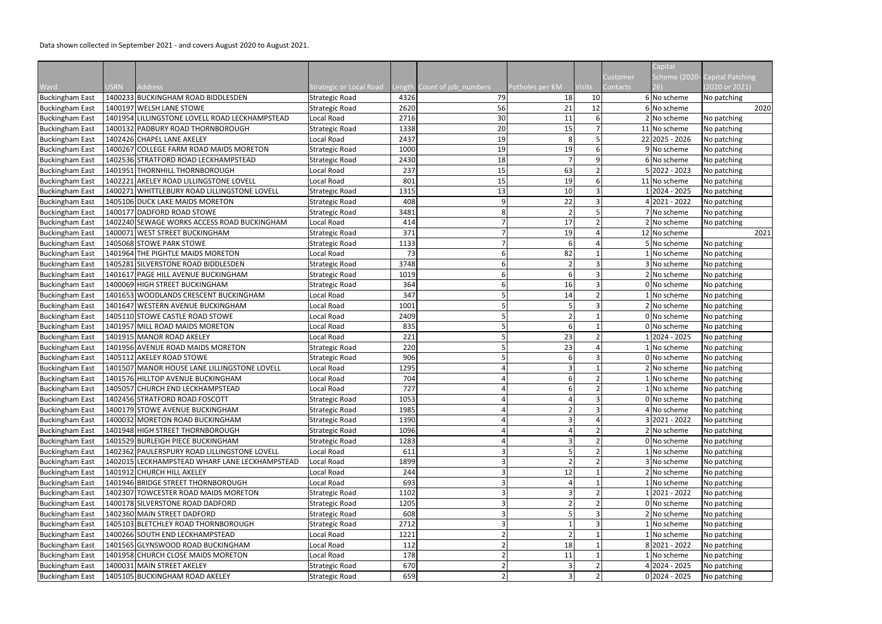Data shown collected in September 2021 - and covers August 2020 to August 2021.

| Ward | USRN | Address | Strategic or Local Road | Length | Count of job_numbers | Potholes per KM | Visits | Customer Contacts | Capital Scheme (2020-26) | Capital Patching (2020 or 2021) |
|---|---|---|---|---|---|---|---|---|---|---|
| Buckingham East | 1400233 | BUCKINGHAM ROAD BIDDLESDEN | Strategic Road | 4326 | 79 | 18 | 10 | 6 | No scheme | No patching |
| Buckingham East | 1400197 | WELSH LANE STOWE | Strategic Road | 2620 | 56 | 21 | 12 | 6 | No scheme | 2020 |
| Buckingham East | 1401954 | LILLINGSTONE LOVELL ROAD LECKHAMPSTEAD | Local Road | 2716 | 30 | 11 | 6 | 2 | No scheme | No patching |
| Buckingham East | 1400132 | PADBURY ROAD THORNBOROUGH | Strategic Road | 1338 | 20 | 15 | 7 | 11 | No scheme | No patching |
| Buckingham East | 1402426 | CHAPEL LANE AKELEY | Local Road | 2437 | 19 | 8 | 5 | 22 | 2025 - 2026 | No patching |
| Buckingham East | 1400267 | COLLEGE FARM ROAD MAIDS MORETON | Strategic Road | 1000 | 19 | 19 | 6 | 9 | No scheme | No patching |
| Buckingham East | 1402536 | STRATFORD ROAD LECKHAMPSTEAD | Strategic Road | 2430 | 18 | 7 | 9 | 6 | No scheme | No patching |
| Buckingham East | 1401951 | THORNHILL THORNBOROUGH | Local Road | 237 | 15 | 63 | 2 | 5 | 2022 - 2023 | No patching |
| Buckingham East | 1402221 | AKELEY ROAD LILLINGSTONE LOVELL | Local Road | 801 | 15 | 19 | 6 | 11 | No scheme | No patching |
| Buckingham East | 1400271 | WHITTLEBURY ROAD LILLINGSTONE LOVELL | Strategic Road | 1315 | 13 | 10 | 3 | 1 | 2024 - 2025 | No patching |
| Buckingham East | 1405106 | DUCK LAKE MAIDS MORETON | Strategic Road | 408 | 9 | 22 | 3 | 4 | 2021 - 2022 | No patching |
| Buckingham East | 1400177 | DADFORD ROAD STOWE | Strategic Road | 3481 | 8 | 2 | 5 | 7 | No scheme | No patching |
| Buckingham East | 1402240 | SEWAGE WORKS ACCESS ROAD BUCKINGHAM | Local Road | 414 | 7 | 17 | 2 | 2 | No scheme | No patching |
| Buckingham East | 1400071 | WEST STREET BUCKINGHAM | Strategic Road | 371 | 7 | 19 | 4 | 12 | No scheme | 2021 |
| Buckingham East | 1405068 | STOWE PARK STOWE | Strategic Road | 1133 | 7 | 6 | 4 | 5 | No scheme | No patching |
| Buckingham East | 1401964 | THE PIGHTLE MAIDS MORETON | Local Road | 73 | 6 | 82 | 1 | 1 | No scheme | No patching |
| Buckingham East | 1405281 | SILVERSTONE ROAD BIDDLESDEN | Strategic Road | 3748 | 6 | 2 | 3 | 3 | No scheme | No patching |
| Buckingham East | 1401617 | PAGE HILL AVENUE BUCKINGHAM | Strategic Road | 1019 | 6 | 6 | 3 | 2 | No scheme | No patching |
| Buckingham East | 1400069 | HIGH STREET BUCKINGHAM | Strategic Road | 364 | 6 | 16 | 3 | 0 | No scheme | No patching |
| Buckingham East | 1401653 | WOODLANDS CRESCENT BUCKINGHAM | Local Road | 347 | 5 | 14 | 2 | 1 | No scheme | No patching |
| Buckingham East | 1401647 | WESTERN AVENUE BUCKINGHAM | Local Road | 1001 | 5 | 5 | 3 | 2 | No scheme | No patching |
| Buckingham East | 1405110 | STOWE CASTLE ROAD STOWE | Local Road | 2409 | 5 | 2 | 1 | 0 | No scheme | No patching |
| Buckingham East | 1401957 | MILL ROAD MAIDS MORETON | Local Road | 835 | 5 | 6 | 1 | 0 | No scheme | No patching |
| Buckingham East | 1401915 | MANOR ROAD AKELEY | Local Road | 221 | 5 | 23 | 2 | 1 | 2024 - 2025 | No patching |
| Buckingham East | 1401956 | AVENUE ROAD MAIDS MORETON | Strategic Road | 220 | 5 | 23 | 4 | 1 | No scheme | No patching |
| Buckingham East | 1405112 | AKELEY ROAD STOWE | Strategic Road | 906 | 5 | 6 | 3 | 0 | No scheme | No patching |
| Buckingham East | 1401507 | MANOR HOUSE LANE LILLINGSTONE LOVELL | Local Road | 1295 | 4 | 3 | 1 | 2 | No scheme | No patching |
| Buckingham East | 1401576 | HILLTOP AVENUE BUCKINGHAM | Local Road | 704 | 4 | 6 | 2 | 1 | No scheme | No patching |
| Buckingham East | 1405057 | CHURCH END LECKHAMPSTEAD | Local Road | 727 | 4 | 6 | 2 | 1 | No scheme | No patching |
| Buckingham East | 1402456 | STRATFORD ROAD FOSCOTT | Strategic Road | 1053 | 4 | 4 | 3 | 0 | No scheme | No patching |
| Buckingham East | 1400179 | STOWE AVENUE BUCKINGHAM | Strategic Road | 1985 | 4 | 2 | 3 | 4 | No scheme | No patching |
| Buckingham East | 1400032 | MORETON ROAD BUCKINGHAM | Strategic Road | 1390 | 4 | 3 | 4 | 3 | 2021 - 2022 | No patching |
| Buckingham East | 1401948 | HIGH STREET THORNBOROUGH | Strategic Road | 1096 | 4 | 4 | 2 | 2 | No scheme | No patching |
| Buckingham East | 1401529 | BURLEIGH PIECE BUCKINGHAM | Strategic Road | 1283 | 4 | 3 | 2 | 0 | No scheme | No patching |
| Buckingham East | 1402362 | PAULERSPURY ROAD LILLINGSTONE LOVELL | Local Road | 611 | 3 | 5 | 2 | 1 | No scheme | No patching |
| Buckingham East | 1402015 | LECKHAMPSTEAD WHARF LANE LECKHAMPSTEAD | Local Road | 1899 | 3 | 2 | 2 | 3 | No scheme | No patching |
| Buckingham East | 1401912 | CHURCH HILL AKELEY | Local Road | 244 | 3 | 12 | 1 | 2 | No scheme | No patching |
| Buckingham East | 1401946 | BRIDGE STREET THORNBOROUGH | Local Road | 693 | 3 | 4 | 1 | 1 | No scheme | No patching |
| Buckingham East | 1402307 | TOWCESTER ROAD MAIDS MORETON | Strategic Road | 1102 | 3 | 3 | 2 | 1 | 2021 - 2022 | No patching |
| Buckingham East | 1400178 | SILVERSTONE ROAD DADFORD | Strategic Road | 1205 | 3 | 2 | 2 | 0 | No scheme | No patching |
| Buckingham East | 1402360 | MAIN STREET DADFORD | Strategic Road | 608 | 3 | 5 | 3 | 2 | No scheme | No patching |
| Buckingham East | 1405103 | BLETCHLEY ROAD THORNBOROUGH | Strategic Road | 2712 | 3 | 1 | 3 | 1 | No scheme | No patching |
| Buckingham East | 1400266 | SOUTH END LECKHAMPSTEAD | Local Road | 1221 | 2 | 2 | 1 | 1 | No scheme | No patching |
| Buckingham East | 1401565 | GLYNSWOOD ROAD BUCKINGHAM | Local Road | 112 | 2 | 18 | 1 | 8 | 2021 - 2022 | No patching |
| Buckingham East | 1401958 | CHURCH CLOSE MAIDS MORETON | Local Road | 178 | 2 | 11 | 1 | 1 | No scheme | No patching |
| Buckingham East | 1400031 | MAIN STREET AKELEY | Strategic Road | 670 | 2 | 3 | 2 | 4 | 2024 - 2025 | No patching |
| Buckingham East | 1405105 | BUCKINGHAM ROAD AKELEY | Strategic Road | 659 | 2 | 3 | 2 | 0 | 2024 - 2025 | No patching |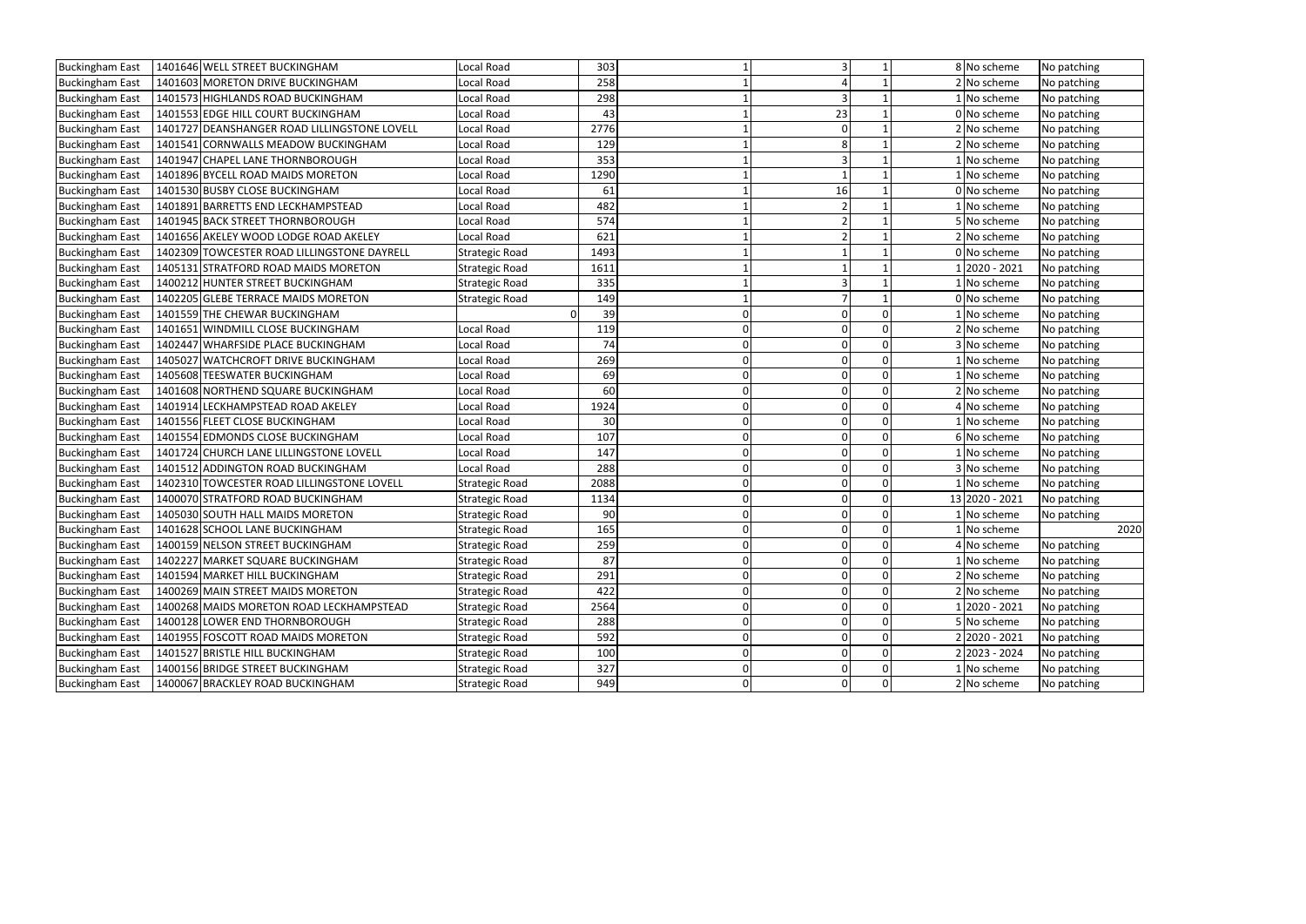| | | | | | | | | | | |
|---|---|---|---|---|---|---|---|---|---|---|
| Buckingham East | 1401646 | WELL STREET BUCKINGHAM | Local Road | 303 | 1 | 3 | 1 | 8 | No scheme | No patching |
| Buckingham East | 1401603 | MORETON DRIVE BUCKINGHAM | Local Road | 258 | 1 | 4 | 1 | 2 | No scheme | No patching |
| Buckingham East | 1401573 | HIGHLANDS ROAD BUCKINGHAM | Local Road | 298 | 1 | 3 | 1 | 1 | No scheme | No patching |
| Buckingham East | 1401553 | EDGE HILL COURT BUCKINGHAM | Local Road | 43 | 1 | 23 | 1 | 0 | No scheme | No patching |
| Buckingham East | 1401727 | DEANSHANGER ROAD LILLINGSTONE LOVELL | Local Road | 2776 | 1 | 0 | 1 | 2 | No scheme | No patching |
| Buckingham East | 1401541 | CORNWALLS MEADOW BUCKINGHAM | Local Road | 129 | 1 | 8 | 1 | 2 | No scheme | No patching |
| Buckingham East | 1401947 | CHAPEL LANE THORNBOROUGH | Local Road | 353 | 1 | 3 | 1 | 1 | No scheme | No patching |
| Buckingham East | 1401896 | BYCELL ROAD MAIDS MORETON | Local Road | 1290 | 1 | 1 | 1 | 1 | No scheme | No patching |
| Buckingham East | 1401530 | BUSBY CLOSE BUCKINGHAM | Local Road | 61 | 1 | 16 | 1 | 0 | No scheme | No patching |
| Buckingham East | 1401891 | BARRETTS END LECKHAMPSTEAD | Local Road | 482 | 1 | 2 | 1 | 1 | No scheme | No patching |
| Buckingham East | 1401945 | BACK STREET THORNBOROUGH | Local Road | 574 | 1 | 2 | 1 | 5 | No scheme | No patching |
| Buckingham East | 1401656 | AKELEY WOOD LODGE ROAD AKELEY | Local Road | 621 | 1 | 2 | 1 | 2 | No scheme | No patching |
| Buckingham East | 1402309 | TOWCESTER ROAD LILLINGSTONE DAYRELL | Strategic Road | 1493 | 1 | 1 | 1 | 0 | No scheme | No patching |
| Buckingham East | 1405131 | STRATFORD ROAD MAIDS MORETON | Strategic Road | 1611 | 1 | 1 | 1 | 1 | 2020 - 2021 | No patching |
| Buckingham East | 1400212 | HUNTER STREET BUCKINGHAM | Strategic Road | 335 | 1 | 3 | 1 | 1 | No scheme | No patching |
| Buckingham East | 1402205 | GLEBE TERRACE MAIDS MORETON | Strategic Road | 149 | 1 | 7 | 1 | 0 | No scheme | No patching |
| Buckingham East | 1401559 | THE CHEWAR BUCKINGHAM | 0 | 39 | 0 | 0 | 0 | 1 | No scheme | No patching |
| Buckingham East | 1401651 | WINDMILL CLOSE BUCKINGHAM | Local Road | 119 | 0 | 0 | 0 | 2 | No scheme | No patching |
| Buckingham East | 1402447 | WHARFSIDE PLACE BUCKINGHAM | Local Road | 74 | 0 | 0 | 0 | 3 | No scheme | No patching |
| Buckingham East | 1405027 | WATCHCROFT DRIVE BUCKINGHAM | Local Road | 269 | 0 | 0 | 0 | 1 | No scheme | No patching |
| Buckingham East | 1405608 | TEESWATER BUCKINGHAM | Local Road | 69 | 0 | 0 | 0 | 1 | No scheme | No patching |
| Buckingham East | 1401608 | NORTHEND SQUARE BUCKINGHAM | Local Road | 60 | 0 | 0 | 0 | 2 | No scheme | No patching |
| Buckingham East | 1401914 | LECKHAMPSTEAD ROAD AKELEY | Local Road | 1924 | 0 | 0 | 0 | 4 | No scheme | No patching |
| Buckingham East | 1401556 | FLEET CLOSE BUCKINGHAM | Local Road | 30 | 0 | 0 | 0 | 1 | No scheme | No patching |
| Buckingham East | 1401554 | EDMONDS CLOSE BUCKINGHAM | Local Road | 107 | 0 | 0 | 0 | 6 | No scheme | No patching |
| Buckingham East | 1401724 | CHURCH LANE LILLINGSTONE LOVELL | Local Road | 147 | 0 | 0 | 0 | 1 | No scheme | No patching |
| Buckingham East | 1401512 | ADDINGTON ROAD BUCKINGHAM | Local Road | 288 | 0 | 0 | 0 | 3 | No scheme | No patching |
| Buckingham East | 1402310 | TOWCESTER ROAD LILLINGSTONE LOVELL | Strategic Road | 2088 | 0 | 0 | 0 | 1 | No scheme | No patching |
| Buckingham East | 1400070 | STRATFORD ROAD BUCKINGHAM | Strategic Road | 1134 | 0 | 0 | 0 | 13 | 2020 - 2021 | No patching |
| Buckingham East | 1405030 | SOUTH HALL MAIDS MORETON | Strategic Road | 90 | 0 | 0 | 0 | 1 | No scheme | No patching |
| Buckingham East | 1401628 | SCHOOL LANE BUCKINGHAM | Strategic Road | 165 | 0 | 0 | 0 | 1 | No scheme | 2020 |
| Buckingham East | 1400159 | NELSON STREET BUCKINGHAM | Strategic Road | 259 | 0 | 0 | 0 | 4 | No scheme | No patching |
| Buckingham East | 1402227 | MARKET SQUARE BUCKINGHAM | Strategic Road | 87 | 0 | 0 | 0 | 1 | No scheme | No patching |
| Buckingham East | 1401594 | MARKET HILL BUCKINGHAM | Strategic Road | 291 | 0 | 0 | 0 | 2 | No scheme | No patching |
| Buckingham East | 1400269 | MAIN STREET MAIDS MORETON | Strategic Road | 422 | 0 | 0 | 0 | 2 | No scheme | No patching |
| Buckingham East | 1400268 | MAIDS MORETON ROAD LECKHAMPSTEAD | Strategic Road | 2564 | 0 | 0 | 0 | 1 | 2020 - 2021 | No patching |
| Buckingham East | 1400128 | LOWER END THORNBOROUGH | Strategic Road | 288 | 0 | 0 | 0 | 5 | No scheme | No patching |
| Buckingham East | 1401955 | FOSCOTT ROAD MAIDS MORETON | Strategic Road | 592 | 0 | 0 | 0 | 2 | 2020 - 2021 | No patching |
| Buckingham East | 1401527 | BRISTLE HILL BUCKINGHAM | Strategic Road | 100 | 0 | 0 | 0 | 2 | 2023 - 2024 | No patching |
| Buckingham East | 1400156 | BRIDGE STREET BUCKINGHAM | Strategic Road | 327 | 0 | 0 | 0 | 1 | No scheme | No patching |
| Buckingham East | 1400067 | BRACKLEY ROAD BUCKINGHAM | Strategic Road | 949 | 0 | 0 | 0 | 2 | No scheme | No patching |